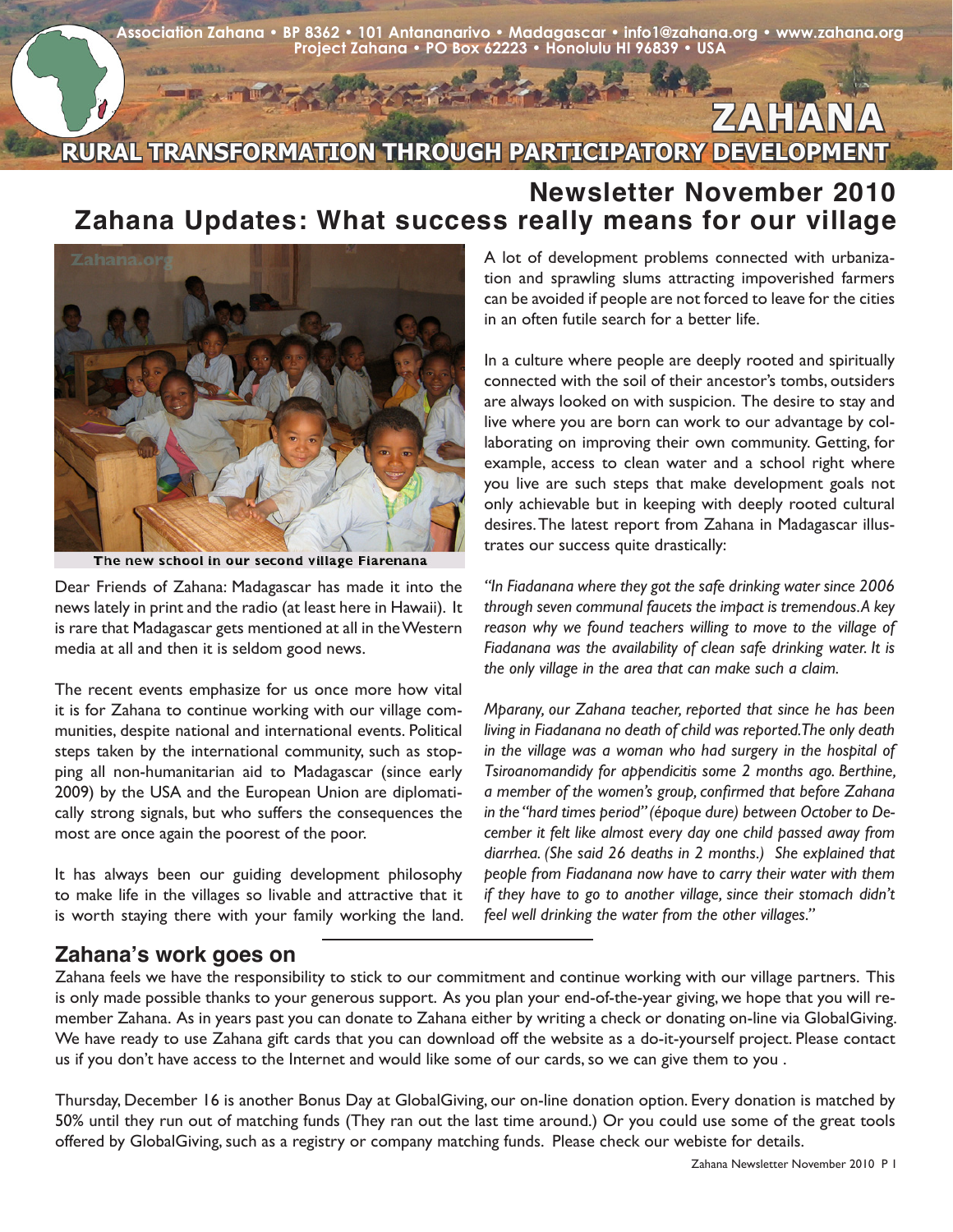Association Zahana • BP 8362 • 101 Antananarivo • Madagascar • info1@zahana.org • www.zahana.org
Project Zahana • PO Box 62223 • Honolulu HI 96839 • USA

# ZAHANA

RURAL TRANSFORMATION THROUGH PARTICIPATORY DEVELOPMENT

## Newsletter November 2010

## Zahana Updates: What success really means for our village

The new school in our second village Fiarenana

Dear Friends of Zahana: Madagascar has made it into the news lately in print and the radio (at least here in Hawaii). It is rare that Madagascar gets mentioned at all in the Western media at all and then it is seldom good news.

The recent events emphasize for us once more how vital it is for Zahana to continue working with our village communities, despite national and international events. Political steps taken by the international community, such as stopping all non-humanitarian aid to Madagascar (since early 2009) by the USA and the European Union are diplomatically strong signals, but who suffers the consequences the most are once again the poorest of the poor.

It has always been our guiding development philosophy to make life in the villages so livable and attractive that it is worth staying there with your family working the land. A lot of development problems connected with urbanization and sprawling slums attracting impoverished farmers can be avoided if people are not forced to leave for the cities in an often futile search for a better life.

In a culture where people are deeply rooted and spiritually connected with the soil of their ancestor's tombs, outsiders are always looked on with suspicion. The desire to stay and live where you are born can work to our advantage by collaborating on improving their own community. Getting, for example, access to clean water and a school right where you live are such steps that make development goals not only achievable but in keeping with deeply rooted cultural desires. The latest report from Zahana in Madagascar illustrates our success quite drastically:

*"In Fiadanana where they got the safe drinking water since 2006 through seven communal faucets the impact is tremendous. A key reason why we found teachers willing to move to the village of Fiadanana was the availability of clean safe drinking water. It is the only village in the area that can make such a claim.*

*Mparany, our Zahana teacher, reported that since he has been living in Fiadanana no death of child was reported. The only death in the village was a woman who had surgery in the hospital of Tsiroanomandidy for appendicitis some 2 months ago. Berthine, a member of the women's group, confirmed that before Zahana in the "hard times period" (époque dure) between October to December it felt like almost every day one child passed away from diarrhea. (She said 26 deaths in 2 months.) She explained that people from Fiadanana now have to carry their water with them if they have to go to another village, since their stomach didn't feel well drinking the water from the other villages."*

### Zahana's work goes on

Zahana feels we have the responsibility to stick to our commitment and continue working with our village partners. This is only made possible thanks to your generous support. As you plan your end-of-the-year giving, we hope that you will remember Zahana. As in years past you can donate to Zahana either by writing a check or donating on-line via GlobalGiving. We have ready to use Zahana gift cards that you can download off the website as a do-it-yourself project. Please contact us if you don't have access to the Internet and would like some of our cards, so we can give them to you .

Thursday, December 16 is another Bonus Day at GlobalGiving, our on-line donation option. Every donation is matched by 50% until they run out of matching funds (They ran out the last time around.) Or you could use some of the great tools offered by GlobalGiving, such as a registry or company matching funds. Please check our webiste for details.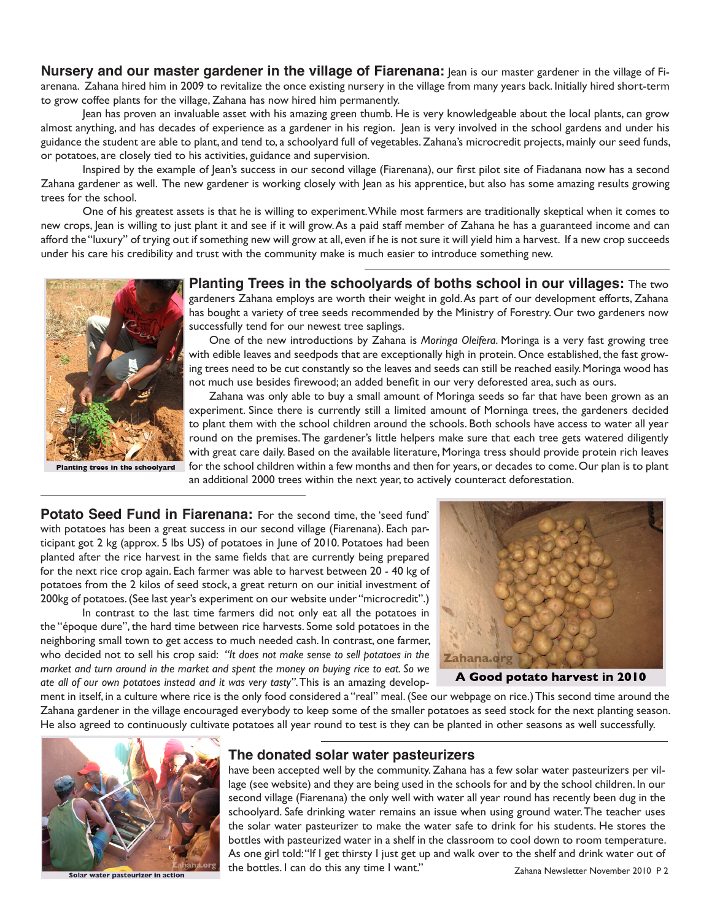**Nursery and our master gardener in the village of Fiarenana:** Jean is our master gardener in the village of Fiarenana. Zahana hired him in 2009 to revitalize the once existing nursery in the village from many years back. Initially hired short-term to grow coffee plants for the village, Zahana has now hired him permanently.

Jean has proven an invaluable asset with his amazing green thumb. He is very knowledgeable about the local plants, can grow almost anything, and has decades of experience as a gardener in his region. Jean is very involved in the school gardens and under his guidance the student are able to plant, and tend to, a schoolyard full of vegetables. Zahana's microcredit projects, mainly our seed funds, or potatoes, are closely tied to his activities, guidance and supervision.

Inspired by the example of Jean's success in our second village (Fiarenana), our first pilot site of Fiadanana now has a second Zahana gardener as well. The new gardener is working closely with Jean as his apprentice, but also has some amazing results growing trees for the school.

One of his greatest assets is that he is willing to experiment. While most farmers are traditionally skeptical when it comes to new crops, Jean is willing to just plant it and see if it will grow. As a paid staff member of Zahana he has a guaranteed income and can afford the "luxury" of trying out if something new will grow at all, even if he is not sure it will yield him a harvest. If a new crop succeeds under his care his credibility and trust with the community make is much easier to introduce something new.

Planting trees in the schoolyard

**Planting Trees in the schoolyards of boths school in our villages:** The two gardeners Zahana employs are worth their weight in gold. As part of our development efforts, Zahana has bought a variety of tree seeds recommended by the Ministry of Forestry. Our two gardeners now successfully tend for our newest tree saplings.

One of the new introductions by Zahana is *Moringa Oleifera*. Moringa is a very fast growing tree with edible leaves and seedpods that are exceptionally high in protein. Once established, the fast growing trees need to be cut constantly so the leaves and seeds can still be reached easily. Moringa wood has not much use besides firewood; an added benefit in our very deforested area, such as ours.

Zahana was only able to buy a small amount of Moringa seeds so far that have been grown as an experiment. Since there is currently still a limited amount of Morninga trees, the gardeners decided to plant them with the school children around the schools. Both schools have access to water all year round on the premises. The gardener's little helpers make sure that each tree gets watered diligently with great care daily. Based on the available literature, Moringa tress should provide protein rich leaves for the school children within a few months and then for years, or decades to come. Our plan is to plant an additional 2000 trees within the next year, to actively counteract deforestation.

**Potato Seed Fund in Fiarenana:** For the second time, the 'seed fund' with potatoes has been a great success in our second village (Fiarenana). Each participant got 2 kg (approx. 5 lbs US) of potatoes in June of 2010. Potatoes had been planted after the rice harvest in the same fields that are currently being prepared for the next rice crop again. Each farmer was able to harvest between 20 - 40 kg of potatoes from the 2 kilos of seed stock, a great return on our initial investment of 200kg of potatoes. (See last year's experiment on our website under "microcredit".)

In contrast to the last time farmers did not only eat all the potatoes in the "époque dure", the hard time between rice harvests. Some sold potatoes in the neighboring small town to get access to much needed cash. In contrast, one farmer, who decided not to sell his crop said: *"It does not make sense to sell potatoes in the market and turn around in the market and spent the money on buying rice to eat. So we ate all of our own potatoes instead and it was very tasty"*. This is an amazing development in itself, in a culture where rice is the only food considered a "real" meal. (See our webpage on rice.) This second time around the Zahana gardener in the village encouraged everybody to keep some of the smaller potatoes as seed stock for the next planting season. He also agreed to continuously cultivate potatoes all year round to test is they can be planted in other seasons as well successfully.

**A Good potato harvest in 2010**

### The donated solar water pasteurizers

have been accepted well by the community. Zahana has a few solar water pasteurizers per village (see website) and they are being used in the schools for and by the school children. In our second village (Fiarenana) the only well with water all year round has recently been dug in the schoolyard. Safe drinking water remains an issue when using ground water. The teacher uses the solar water pasteurizer to make the water safe to drink for his students. He stores the bottles with pasteurized water in a shelf in the classroom to cool down to room temperature. As one girl told: "If I get thirsty I just get up and walk over to the shelf and drink water out of the bottles. I can do this any time I want."

Solar water pasteurizer in action